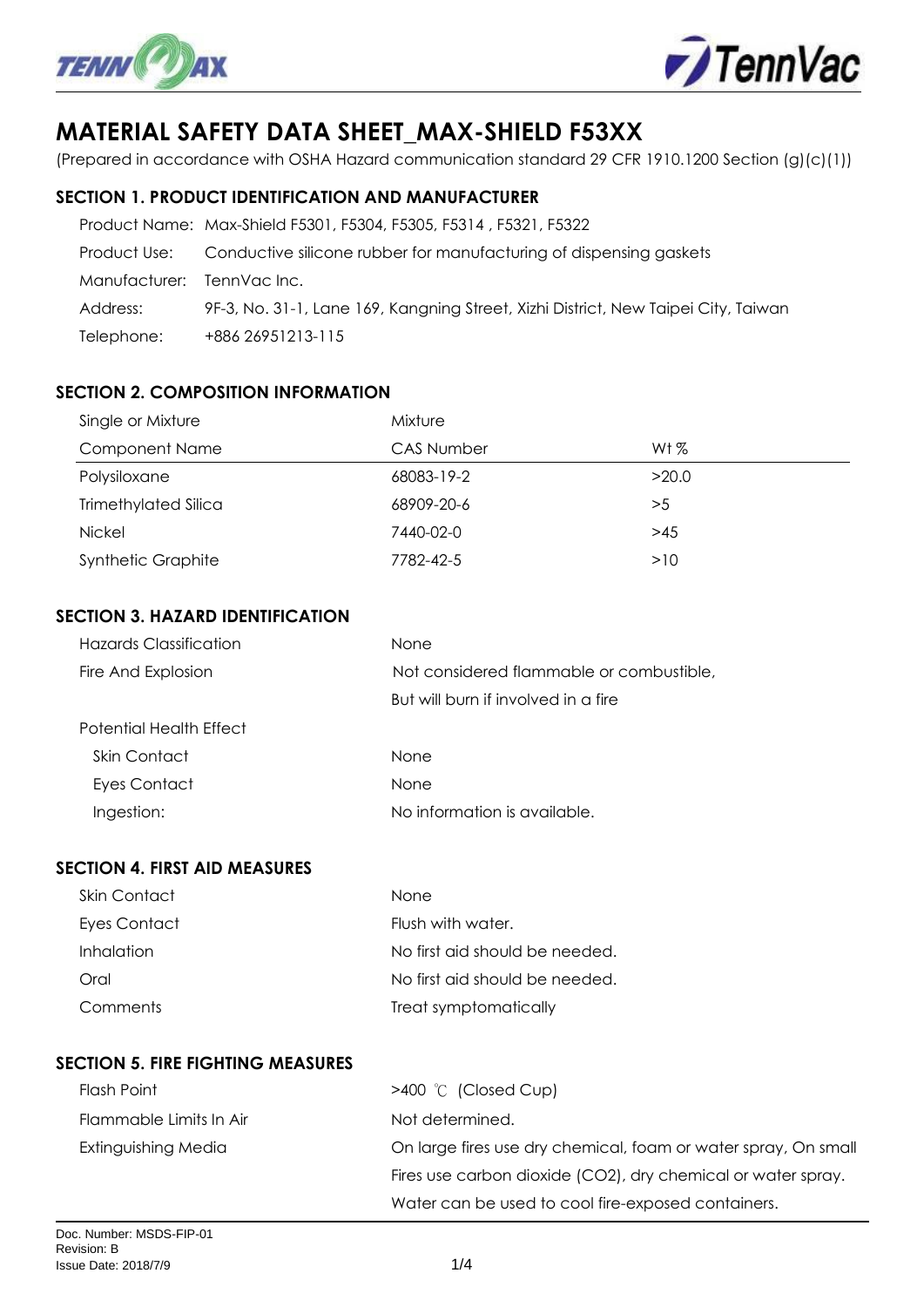# MATERIAL SAFETY DATA SHEET_MAX-SHIELD F53XX

(Prepared in accordance with OSHA Hazard communication standard 29 CFR 1910.1200 Section (g)(c)(1))

## SECTION 1. PRODUCT IDENTIFICATION AND MANUFACTURER

| | |
|---|---|
| Product Name: | Max-Shield F5301, F5304, F5305, F5314 , F5321, F5322 |
| Product Use: | Conductive silicone rubber for manufacturing of dispensing gaskets |
| Manufacturer: | TennVac Inc. |
| Address: | 9F-3, No. 31-1, Lane 169, Kangning Street, Xizhi District, New Taipei City, Taiwan |
| Telephone: | +886 26951213-115 |

## SECTION 2. COMPOSITION INFORMATION

| Single or Mixture | Mixture | |
|---|---|---|
| Component Name | CAS Number | Wt % |
| Polysiloxane | 68083-19-2 | >20.0 |
| Trimethylated Silica | 68909-20-6 | >5 |
| Nickel | 7440-02-0 | >45 |
| Synthetic Graphite | 7782-42-5 | >10 |

## SECTION 3. HAZARD IDENTIFICATION

| | |
|---|---|
| Hazards Classification | None |
| Fire And Explosion | Not considered flammable or combustible, But will burn if involved in a fire |
| Potential Health Effect | |
| Skin Contact | None |
| Eyes Contact | None |
| Ingestion: | No information is available. |

## SECTION 4. FIRST AID MEASURES

| | |
|---|---|
| Skin Contact | None |
| Eyes Contact | Flush with water. |
| Inhalation | No first aid should be needed. |
| Oral | No first aid should be needed. |
| Comments | Treat symptomatically |

## SECTION 5. FIRE FIGHTING MEASURES

| | |
|---|---|
| Flash Point | >400 ℃ (Closed Cup) |
| Flammable Limits In Air | Not determined. |
| Extinguishing Media | On large fires use dry chemical, foam or water spray, On small Fires use carbon dioxide ($CO_2$), dry chemical or water spray. Water can be used to cool fire-exposed containers. |

Doc. Number: MSDS-FIP-01
Revision: B
Issue Date: 2018/7/9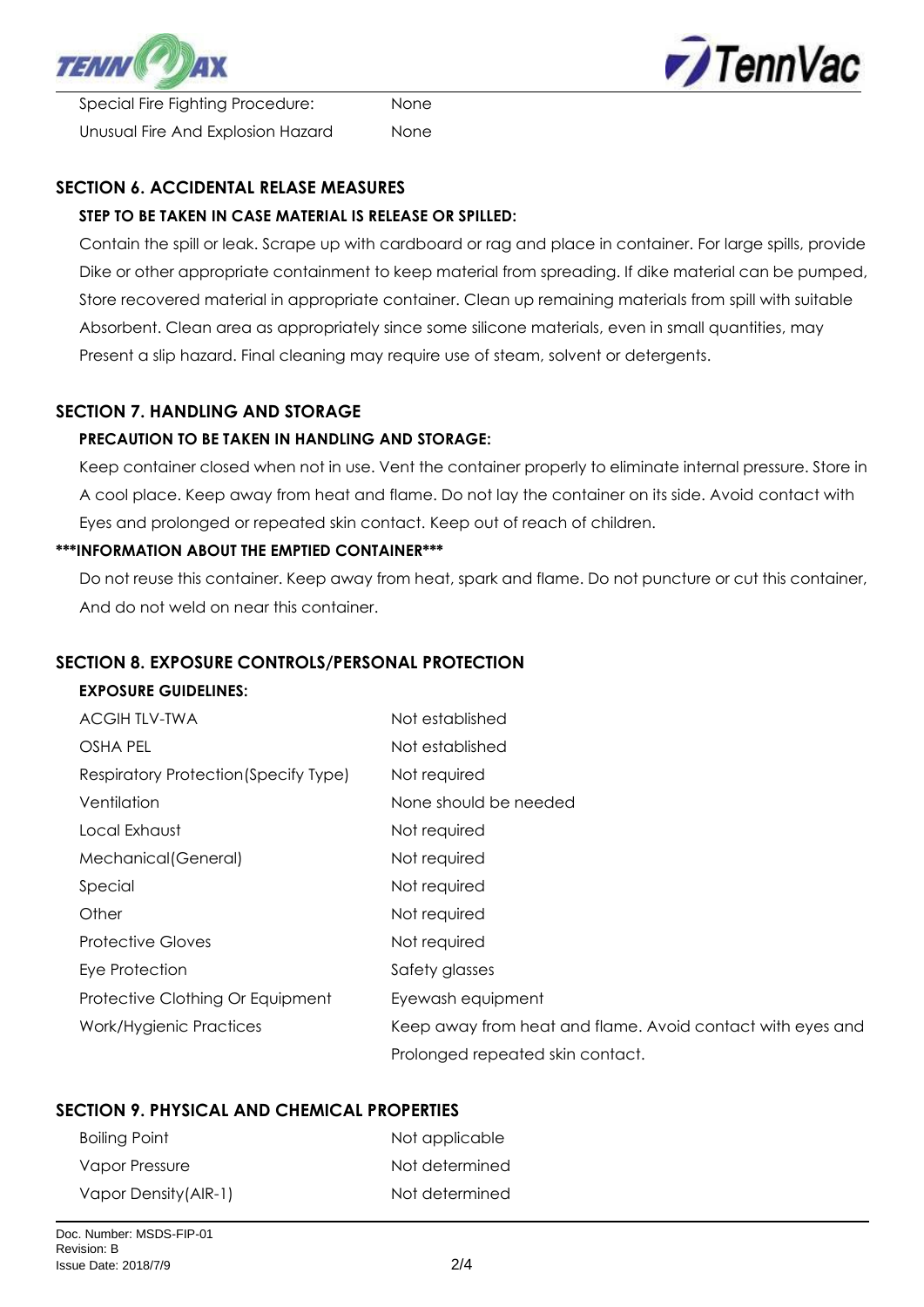| | |
|---|---|
| Special Fire Fighting Procedure: | None |
| Unusual Fire And Explosion Hazard | None |

## SECTION 6. ACCIDENTAL RELASE MEASURES

**STEP TO BE TAKEN IN CASE MATERIAL IS RELEASE OR SPILLED:**

Contain the spill or leak. Scrape up with cardboard or rag and place in container. For large spills, provide Dike or other appropriate containment to keep material from spreading. If dike material can be pumped, Store recovered material in appropriate container. Clean up remaining materials from spill with suitable Absorbent. Clean area as appropriately since some silicone materials, even in small quantities, may Present a slip hazard. Final cleaning may require use of steam, solvent or detergents.

## SECTION 7. HANDLING AND STORAGE

**PRECAUTION TO BE TAKEN IN HANDLING AND STORAGE:**

Keep container closed when not in use. Vent the container properly to eliminate internal pressure. Store in A cool place. Keep away from heat and flame. Do not lay the container on its side. Avoid contact with Eyes and prolonged or repeated skin contact. Keep out of reach of children.

**\*\*\*INFORMATION ABOUT THE EMPTIED CONTAINER\*\*\***

Do not reuse this container. Keep away from heat, spark and flame. Do not puncture or cut this container, And do not weld on near this container.

## SECTION 8. EXPOSURE CONTROLS/PERSONAL PROTECTION

**EXPOSURE GUIDELINES:**

| | |
|---|---|
| ACGIH TLV-TWA | Not established |
| OSHA PEL | Not established |
| Respiratory Protection(Specify Type) | Not required |
| Ventilation | None should be needed |
| Local Exhaust | Not required |
| Mechanical(General) | Not required |
| Special | Not required |
| Other | Not required |
| Protective Gloves | Not required |
| Eye Protection | Safety glasses |
| Protective Clothing Or Equipment | Eyewash equipment |
| Work/Hygienic Practices | Keep away from heat and flame. Avoid contact with eyes and Prolonged repeated skin contact. |

## SECTION 9. PHYSICAL AND CHEMICAL PROPERTIES

| | |
|---|---|
| Boiling Point | Not applicable |
| Vapor Pressure | Not determined |
| Vapor Density(AIR-1) | Not determined |

Doc. Number: MSDS-FIP-01
Revision: B
Issue Date: 2018/7/9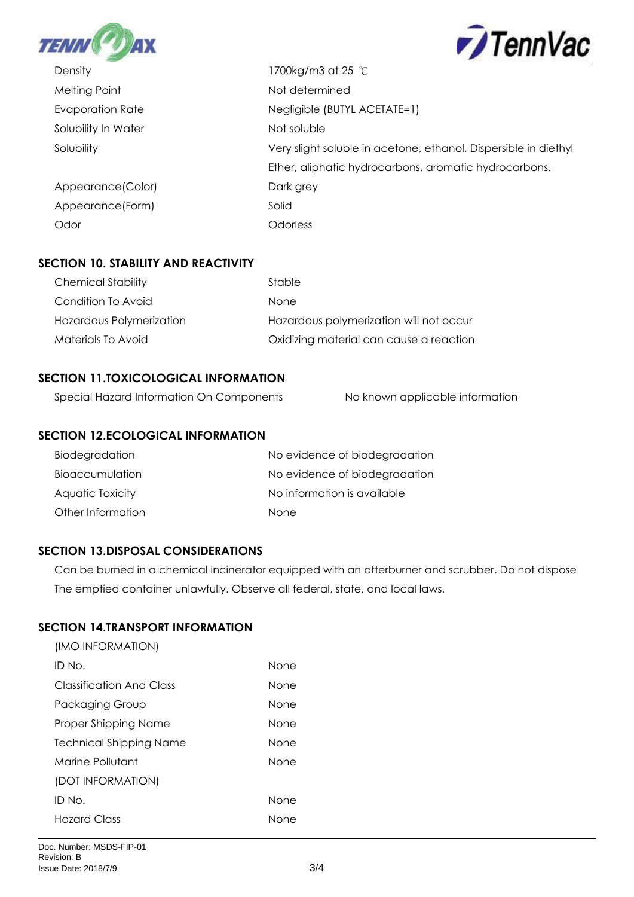| | |
|---|---|
| Density | 1700kg/m3 at 25 ℃ |
| Melting Point | Not determined |
| Evaporation Rate | Negligible (BUTYL ACETATE=1) |
| Solubility In Water | Not soluble |
| Solubility | Very slight soluble in acetone, ethanol, Dispersible in diethyl Ether, aliphatic hydrocarbons, aromatic hydrocarbons. |
| Appearance(Color) | Dark grey |
| Appearance(Form) | Solid |
| Odor | Odorless |

## SECTION 10. STABILITY AND REACTIVITY

| | |
|---|---|
| Chemical Stability | Stable |
| Condition To Avoid | None |
| Hazardous Polymerization | Hazardous polymerization will not occur |
| Materials To Avoid | Oxidizing material can cause a reaction |

## SECTION 11.TOXICOLOGICAL INFORMATION

| | |
|---|---|
| Special Hazard Information On Components | No known applicable information |

## SECTION 12.ECOLOGICAL INFORMATION

| | |
|---|---|
| Biodegradation | No evidence of biodegradation |
| Bioaccumulation | No evidence of biodegradation |
| Aquatic Toxicity | No information is available |
| Other Information | None |

## SECTION 13.DISPOSAL CONSIDERATIONS

Can be burned in a chemical incinerator equipped with an afterburner and scrubber. Do not dispose The emptied container unlawfully. Observe all federal, state, and local laws.

## SECTION 14.TRANSPORT INFORMATION

(IMO INFORMATION)

| | |
|---|---|
| ID No. | None |
| Classification And Class | None |
| Packaging Group | None |
| Proper Shipping Name | None |
| Technical Shipping Name | None |
| Marine Pollutant | None |

(DOT INFORMATION)

| | |
|---|---|
| ID No. | None |
| Hazard Class | None |

Doc. Number: MSDS-FIP-01
Revision: B
Issue Date: 2018/7/9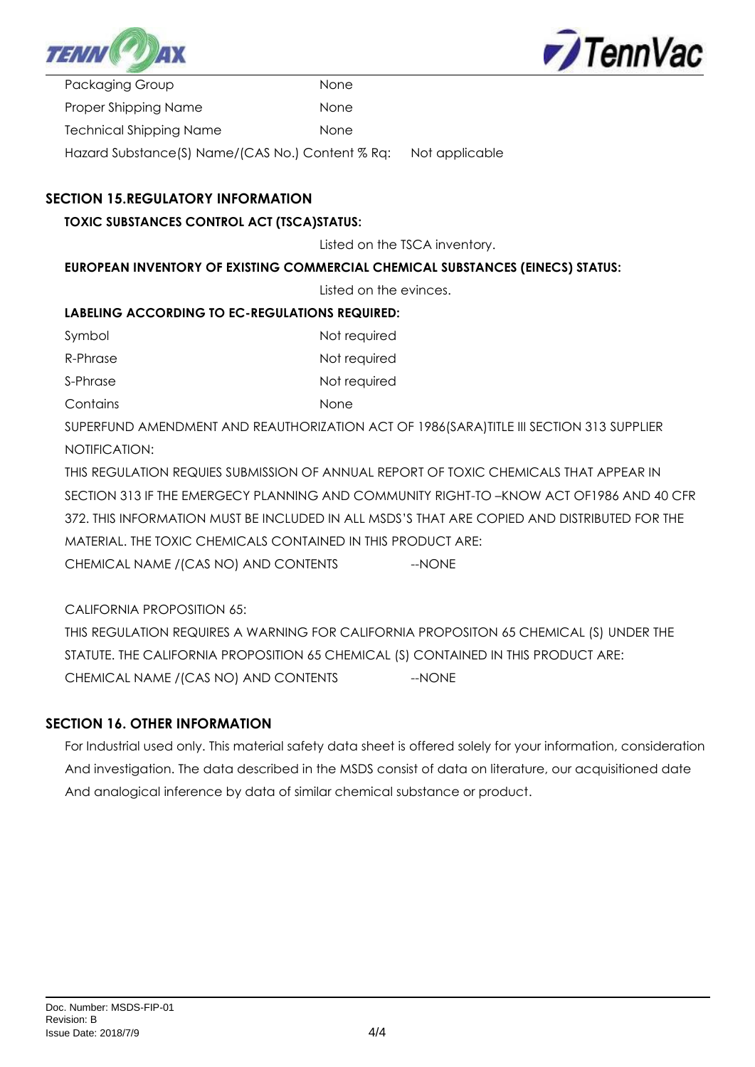| | |
|---|---|
| Packaging Group | None |
| Proper Shipping Name | None |
| Technical Shipping Name | None |
| Hazard Substance(S) Name/(CAS No.) Content % Rq: | Not applicable |

## SECTION 15.REGULATORY INFORMATION

**TOXIC SUBSTANCES CONTROL ACT (TSCA)STATUS:**

Listed on the TSCA inventory.

**EUROPEAN INVENTORY OF EXISTING COMMERCIAL CHEMICAL SUBSTANCES (EINECS) STATUS:**

Listed on the evinces.

**LABELING ACCORDING TO EC-REGULATIONS REQUIRED:**

| | |
|---|---|
| Symbol | Not required |
| R-Phrase | Not required |
| S-Phrase | Not required |
| Contains | None |

SUPERFUND AMENDMENT AND REAUTHORIZATION ACT OF 1986(SARA)TITLE III SECTION 313 SUPPLIER NOTIFICATION:

THIS REGULATION REQUIES SUBMISSION OF ANNUAL REPORT OF TOXIC CHEMICALS THAT APPEAR IN SECTION 313 IF THE EMERGECY PLANNING AND COMMUNITY RIGHT-TO –KNOW ACT OF1986 AND 40 CFR 372. THIS INFORMATION MUST BE INCLUDED IN ALL MSDS'S THAT ARE COPIED AND DISTRIBUTED FOR THE MATERIAL. THE TOXIC CHEMICALS CONTAINED IN THIS PRODUCT ARE:

CHEMICAL NAME /(CAS NO) AND CONTENTS --NONE

CALIFORNIA PROPOSITION 65:

THIS REGULATION REQUIRES A WARNING FOR CALIFORNIA PROPOSITON 65 CHEMICAL (S) UNDER THE STATUTE. THE CALIFORNIA PROPOSITION 65 CHEMICAL (S) CONTAINED IN THIS PRODUCT ARE:

CHEMICAL NAME /(CAS NO) AND CONTENTS --NONE

## SECTION 16. OTHER INFORMATION

For Industrial used only. This material safety data sheet is offered solely for your information, consideration And investigation. The data described in the MSDS consist of data on literature, our acquisitioned date And analogical inference by data of similar chemical substance or product.

Doc. Number: MSDS-FIP-01
Revision: B
Issue Date: 2018/7/9